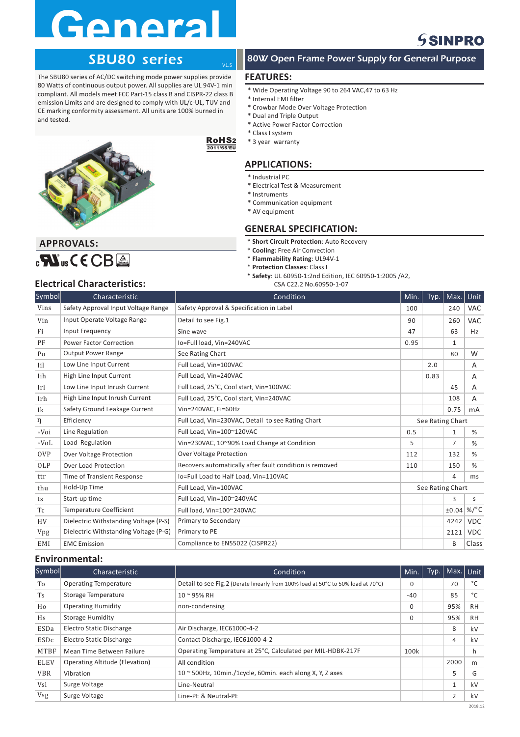# General

SINPRO

## SBU80 series

V1.5

## 80W Open Frame Power Supply for General Purpose

The SBU80 series of AC/DC switching mode power supplies provide 80 Watts of continuous output power. All supplies are UL 94V-1 min compliant. All models meet FCC Part-15 class B and CISPR-22 class B emission Limits and are designed to comply with UL/c-UL, TUV and CE marking conformity assessment. All units are 100% burned in and tested.

RoHS2 2011/65/EU

## FEATURES:

* Wide Operating Voltage 90 to 264 VAC,47 to 63 Hz
* Internal EMI filter
* Crowbar Mode Over Voltage Protection
* Dual and Triple Output
* Active Power Factor Correction
* Class I system
* 3 year warranty

## APPLICATIONS:

* Industrial PC
* Electrical Test & Measurement
* Instruments
* Communication equipment
* AV equipment

## APPROVALS:

c UL us CE CB

## GENERAL SPECIFICATION:

* **Short Circuit Protection**: Auto Recovery
* **Cooling**: Free Air Convection
* **Flammability Rating**: UL94V-1
* **Protection Classes**: Class I
* **Safety**: UL 60950-1:2nd Edition, IEC 60950-1:2005 /A2, CSA C22.2 No.60950-1-07

## Electrical Characteristics:

| Symbol | Characteristic | Condition | Min. | Typ. | Max. | Unit |
|---|---|---|---|---|---|---|
| Vins | Safety Approval Input Voltage Range | Safety Approval & Specification in Label | 100 | | 240 | VAC |
| Vin | Input Operate Voltage Range | Detail to see Fig.1 | 90 | | 260 | VAC |
| Fi | Input Frequency | Sine wave | 47 | | 63 | Hz |
| PF | Power Factor Correction | Io=Full load, Vin=240VAC | 0.95 | | 1 | |
| Po | Output Power Range | See Rating Chart | | | 80 | W |
| Iil | Low Line Input Current | Full Load, Vin=100VAC | | 2.0 | | A |
| Iih | High Line Input Current | Full Load, Vin=240VAC | | 0.83 | | A |
| Irl | Low Line Input Inrush Current | Full Load, 25°C, Cool start, Vin=100VAC | | | 45 | A |
| Irh | High Line Input Inrush Current | Full Load, 25°C, Cool start, Vin=240VAC | | | 108 | A |
| Ik | Safety Ground Leakage Current | Vin=240VAC, Fi=60Hz | | | 0.75 | mA |
| η | Efficiency | Full Load, Vin=230VAC, Detail to see Rating Chart | See Rating Chart | | | |
| △Voi | Line Regulation | Full Load, Vin=100~120VAC | 0.5 | | 1 | % |
| △VoL | Load Regulation | Vin=230VAC, 10~90% Load Change at Condition | 5 | | 7 | % |
| OVP | Over Voltage Protection | Over Voltage Protection | 112 | | 132 | % |
| OLP | Over Load Protection | Recovers automatically after fault condition is removed | 110 | | 150 | % |
| ttr | Time of Transient Response | Io=Full Load to Half Load, Vin=110VAC | | | 4 | ms |
| thu | Hold-Up Time | Full Load, Vin=100VAC | See Rating Chart | | | |
| ts | Start-up time | Full Load, Vin=100~240VAC | | | 3 | s |
| Tc | Temperature Coefficient | Full load, Vin=100~240VAC | | | ±0.04 | %/°C |
| HV | Dielectric Withstanding Voltage (P-S) | Primary to Secondary | | | 4242 | VDC |
| Vpg | Dielectric Withstanding Voltage (P-G) | Primary to PE | | | 2121 | VDC |
| EMI | EMC Emission | Compliance to EN55022 (CISPR22) | | | B | Class |

## Environmental:

| Symbol | Characteristic | Condition | Min. | Typ. | Max. | Unit |
|---|---|---|---|---|---|---|
| To | Operating Temperature | Detail to see Fig.2 (Derate linearly from 100% load at 50°C to 50% load at 70°C) | 0 | | 70 | °C |
| Ts | Storage Temperature | 10 ~ 95% RH | -40 | | 85 | °C |
| Ho | Operating Humidity | non-condensing | 0 | | 95% | RH |
| Hs | Storage Humidity | | 0 | | 95% | RH |
| ESDa | Electro Static Discharge | Air Discharge, IEC61000-4-2 | | | 8 | kV |
| ESDc | Electro Static Discharge | Contact Discharge, IEC61000-4-2 | | | 4 | kV |
| MTBF | Mean Time Between Failure | Operating Temperature at 25°C, Calculated per MIL-HDBK-217F | 100k | | | h |
| ELEV | Operating Altitude (Elevation) | All condition | | | 2000 | m |
| VBR | Vibration | 10 ~ 500Hz, 10min./1cycle, 60min. each along X, Y, Z axes | | | 5 | G |
| Vsl | Surge Voltage | Line-Neutral | | | 1 | kV |
| Vsg | Surge Voltage | Line-PE & Neutral-PE | | | 2 | kV |

2018.12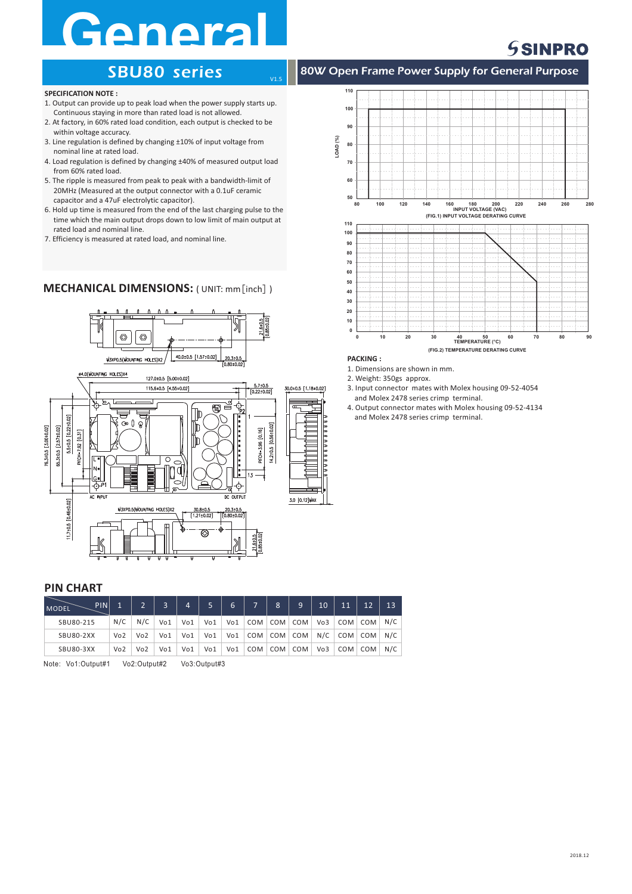# General

## SBU80 series

V1.5

## 80W Open Frame Power Supply for General Purpose

**SPECIFICATION NOTE :**

1. Output can provide up to peak load when the power supply starts up. Continuous staying in more than rated load is not allowed.
2. At factory, in 60% rated load condition, each output is checked to be within voltage accuracy.
3. Line regulation is defined by changing ±10% of input voltage from nominal line at rated load.
4. Load regulation is defined by changing ±40% of measured output load from 60% rated load.
5. The ripple is measured from peak to peak with a bandwidth-limit of 20MHz (Measured at the output connector with a 0.1uF ceramic capacitor and a 47uF electrolytic capacitor).
6. Hold up time is measured from the end of the last charging pulse to the time which the main output drops down to low limit of main output at rated load and nominal line.
7. Efficiency is measured at rated load, and nominal line.

(FIG.1) INPUT VOLTAGE DERATING CURVE

(FIG.2) TEMPERATURE DERATING CURVE

**PACKING :**

1. Dimensions are shown in mm.
2. Weight: 350gs approx.
3. Input connector mates with Molex housing 09-52-4054 and Molex 2478 series crimp terminal.
4. Output connector mates with Molex housing 09-52-4134 and Molex 2478 series crimp terminal.

## MECHANICAL DIMENSIONS: ( UNIT: mm [inch] )

## PIN CHART

| MODEL \ PIN | 1 | 2 | 3 | 4 | 5 | 6 | 7 | 8 | 9 | 10 | 11 | 12 | 13 |
|---|---|---|---|---|---|---|---|---|---|---|---|---|---|
| SBU80-215 | N/C | N/C | Vo1 | Vo1 | Vo1 | Vo1 | COM | COM | COM | Vo3 | COM | COM | N/C |
| SBU80-2XX | Vo2 | Vo2 | Vo1 | Vo1 | Vo1 | Vo1 | COM | COM | COM | N/C | COM | COM | N/C |
| SBU80-3XX | Vo2 | Vo2 | Vo1 | Vo1 | Vo1 | Vo1 | COM | COM | COM | Vo3 | COM | COM | N/C |

Note: Vo1:Output#1 Vo2:Output#2 Vo3:Output#3

2018.12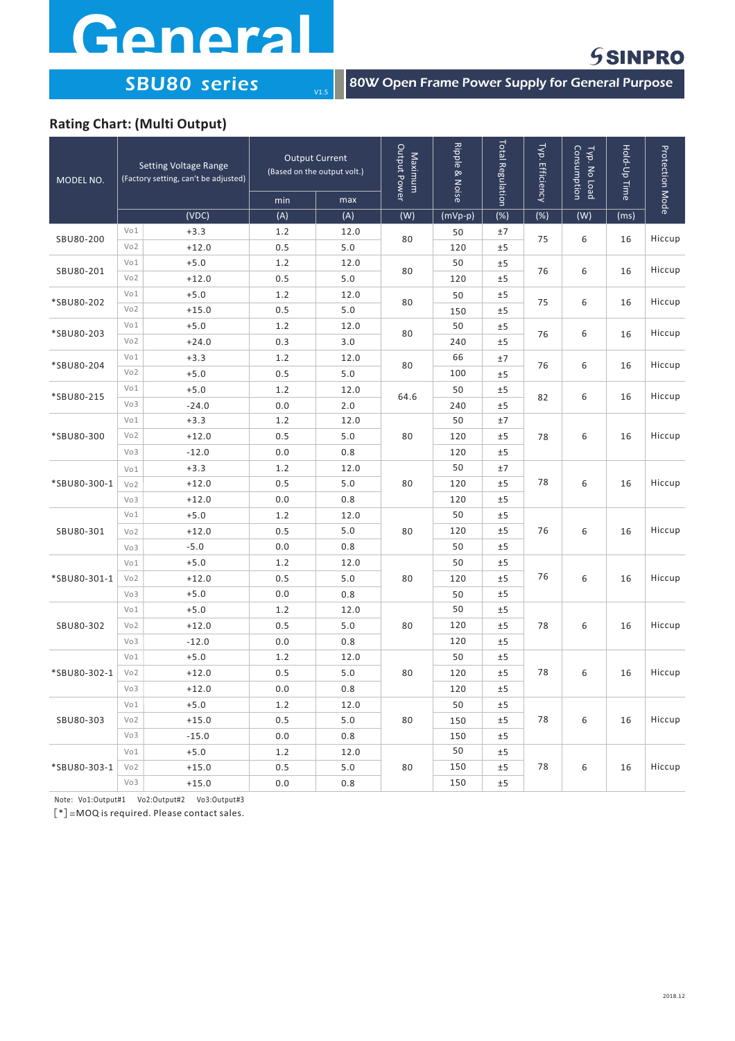# General

**SINPRO**

## SBU80 series

V1.5

**80W Open Frame Power Supply for General Purpose**

### Rating Chart: (Multi Output)

| MODEL NO. | | Setting Voltage Range (Factory setting, can't be adjusted) | Output Current (Based on the output volt.) | | Maximum Output Power | Ripple & Noise | Total Regulation | Typ. Efficiency | Typ. No Load Consumption | Hold-Up Time | Protection Mode |
|---|---|---|---|---|---|---|---|---|---|---|---|
| | | | min | max | | | | | | | |
| | | (VDC) | (A) | (A) | (W) | (mVp-p) | (%) | (%) | (W) | (ms) | |
| SBU80-200 | Vo1 | +3.3 | 1.2 | 12.0 | 80 | 50 | ±7 | 75 | 6 | 16 | Hiccup |
| | Vo2 | +12.0 | 0.5 | 5.0 | | 120 | ±5 | | | | |
| SBU80-201 | Vo1 | +5.0 | 1.2 | 12.0 | 80 | 50 | ±5 | 76 | 6 | 16 | Hiccup |
| | Vo2 | +12.0 | 0.5 | 5.0 | | 120 | ±5 | | | | |
| *SBU80-202 | Vo1 | +5.0 | 1.2 | 12.0 | 80 | 50 | ±5 | 75 | 6 | 16 | Hiccup |
| | Vo2 | +15.0 | 0.5 | 5.0 | | 150 | ±5 | | | | |
| *SBU80-203 | Vo1 | +5.0 | 1.2 | 12.0 | 80 | 50 | ±5 | 76 | 6 | 16 | Hiccup |
| | Vo2 | +24.0 | 0.3 | 3.0 | | 240 | ±5 | | | | |
| *SBU80-204 | Vo1 | +3.3 | 1.2 | 12.0 | 80 | 66 | ±7 | 76 | 6 | 16 | Hiccup |
| | Vo2 | +5.0 | 0.5 | 5.0 | | 100 | ±5 | | | | |
| *SBU80-215 | Vo1 | +5.0 | 1.2 | 12.0 | 64.6 | 50 | ±5 | 82 | 6 | 16 | Hiccup |
| | Vo3 | -24.0 | 0.0 | 2.0 | | 240 | ±5 | | | | |
| *SBU80-300 | Vo1 | +3.3 | 1.2 | 12.0 | 80 | 50 | ±7 | 78 | 6 | 16 | Hiccup |
| | Vo2 | +12.0 | 0.5 | 5.0 | | 120 | ±5 | | | | |
| | Vo3 | -12.0 | 0.0 | 0.8 | | 120 | ±5 | | | | |
| *SBU80-300-1 | Vo1 | +3.3 | 1.2 | 12.0 | 80 | 50 | ±7 | 78 | 6 | 16 | Hiccup |
| | Vo2 | +12.0 | 0.5 | 5.0 | | 120 | ±5 | | | | |
| | Vo3 | +12.0 | 0.0 | 0.8 | | 120 | ±5 | | | | |
| SBU80-301 | Vo1 | +5.0 | 1.2 | 12.0 | 80 | 50 | ±5 | 76 | 6 | 16 | Hiccup |
| | Vo2 | +12.0 | 0.5 | 5.0 | | 120 | ±5 | | | | |
| | Vo3 | -5.0 | 0.0 | 0.8 | | 50 | ±5 | | | | |
| *SBU80-301-1 | Vo1 | +5.0 | 1.2 | 12.0 | 80 | 50 | ±5 | 76 | 6 | 16 | Hiccup |
| | Vo2 | +12.0 | 0.5 | 5.0 | | 120 | ±5 | | | | |
| | Vo3 | +5.0 | 0.0 | 0.8 | | 50 | ±5 | | | | |
| SBU80-302 | Vo1 | +5.0 | 1.2 | 12.0 | 80 | 50 | ±5 | 78 | 6 | 16 | Hiccup |
| | Vo2 | +12.0 | 0.5 | 5.0 | | 120 | ±5 | | | | |
| | Vo3 | -12.0 | 0.0 | 0.8 | | 120 | ±5 | | | | |
| *SBU80-302-1 | Vo1 | +5.0 | 1.2 | 12.0 | 80 | 50 | ±5 | 78 | 6 | 16 | Hiccup |
| | Vo2 | +12.0 | 0.5 | 5.0 | | 120 | ±5 | | | | |
| | Vo3 | +12.0 | 0.0 | 0.8 | | 120 | ±5 | | | | |
| SBU80-303 | Vo1 | +5.0 | 1.2 | 12.0 | 80 | 50 | ±5 | 78 | 6 | 16 | Hiccup |
| | Vo2 | +15.0 | 0.5 | 5.0 | | 150 | ±5 | | | | |
| | Vo3 | -15.0 | 0.0 | 0.8 | | 150 | ±5 | | | | |
| *SBU80-303-1 | Vo1 | +5.0 | 1.2 | 12.0 | 80 | 50 | ±5 | 78 | 6 | 16 | Hiccup |
| | Vo2 | +15.0 | 0.5 | 5.0 | | 150 | ±5 | | | | |
| | Vo3 | +15.0 | 0.0 | 0.8 | | 150 | ±5 | | | | |

Note: Vo1:Output#1 Vo2:Output#2 Vo3:Output#3

[*]=MOQ is required. Please contact sales.

2018.12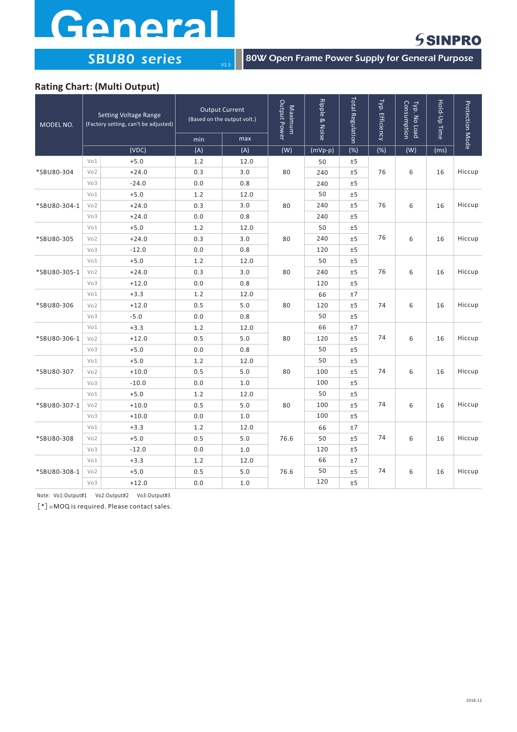# General

## SBU80 series

V1.5

80W Open Frame Power Supply for General Purpose

### Rating Chart: (Multi Output)

| MODEL NO. | | Setting Voltage Range (Factory setting, can't be adjusted) | Output Current (Based on the output volt.) | | Maximum Output Power | Ripple & Noise | Total Regulation | Typ. Efficiency | Typ. No Load Consumption | Hold-Up Time | Protection Mode |
|---|---|---|---|---|---|---|---|---|---|---|---|
| | | | min | max | | | | | | | |
| | | (VDC) | (A) | (A) | (W) | (mVp-p) | (%) | (%) | (W) | (ms) | |
| *SBU80-304 | Vo1 | +5.0 | 1.2 | 12.0 | 80 | 50 | ±5 | 76 | 6 | 16 | Hiccup |
| | Vo2 | +24.0 | 0.3 | 3.0 | | 240 | ±5 | | | | |
| | Vo3 | -24.0 | 0.0 | 0.8 | | 240 | ±5 | | | | |
| *SBU80-304-1 | Vo1 | +5.0 | 1.2 | 12.0 | 80 | 50 | ±5 | 76 | 6 | 16 | Hiccup |
| | Vo2 | +24.0 | 0.3 | 3.0 | | 240 | ±5 | | | | |
| | Vo3 | +24.0 | 0.0 | 0.8 | | 240 | ±5 | | | | |
| *SBU80-305 | Vo1 | +5.0 | 1.2 | 12.0 | 80 | 50 | ±5 | 76 | 6 | 16 | Hiccup |
| | Vo2 | +24.0 | 0.3 | 3.0 | | 240 | ±5 | | | | |
| | Vo3 | -12.0 | 0.0 | 0.8 | | 120 | ±5 | | | | |
| *SBU80-305-1 | Vo1 | +5.0 | 1.2 | 12.0 | 80 | 50 | ±5 | 76 | 6 | 16 | Hiccup |
| | Vo2 | +24.0 | 0.3 | 3.0 | | 240 | ±5 | | | | |
| | Vo3 | +12.0 | 0.0 | 0.8 | | 120 | ±5 | | | | |
| *SBU80-306 | Vo1 | +3.3 | 1.2 | 12.0 | 80 | 66 | ±7 | 74 | 6 | 16 | Hiccup |
| | Vo2 | +12.0 | 0.5 | 5.0 | | 120 | ±5 | | | | |
| | Vo3 | -5.0 | 0.0 | 0.8 | | 50 | ±5 | | | | |
| *SBU80-306-1 | Vo1 | +3.3 | 1.2 | 12.0 | 80 | 66 | ±7 | 74 | 6 | 16 | Hiccup |
| | Vo2 | +12.0 | 0.5 | 5.0 | | 120 | ±5 | | | | |
| | Vo3 | +5.0 | 0.0 | 0.8 | | 50 | ±5 | | | | |
| *SBU80-307 | Vo1 | +5.0 | 1.2 | 12.0 | 80 | 50 | ±5 | 74 | 6 | 16 | Hiccup |
| | Vo2 | +10.0 | 0.5 | 5.0 | | 100 | ±5 | | | | |
| | Vo3 | -10.0 | 0.0 | 1.0 | | 100 | ±5 | | | | |
| *SBU80-307-1 | Vo1 | +5.0 | 1.2 | 12.0 | 80 | 50 | ±5 | 74 | 6 | 16 | Hiccup |
| | Vo2 | +10.0 | 0.5 | 5.0 | | 100 | ±5 | | | | |
| | Vo3 | +10.0 | 0.0 | 1.0 | | 100 | ±5 | | | | |
| *SBU80-308 | Vo1 | +3.3 | 1.2 | 12.0 | 76.6 | 66 | ±7 | 74 | 6 | 16 | Hiccup |
| | Vo2 | +5.0 | 0.5 | 5.0 | | 50 | ±5 | | | | |
| | Vo3 | -12.0 | 0.0 | 1.0 | | 120 | ±5 | | | | |
| *SBU80-308-1 | Vo1 | +3.3 | 1.2 | 12.0 | 76.6 | 66 | ±7 | 74 | 6 | 16 | Hiccup |
| | Vo2 | +5.0 | 0.5 | 5.0 | | 50 | ±5 | | | | |
| | Vo3 | +12.0 | 0.0 | 1.0 | | 120 | ±5 | | | | |

Note: Vo1:Output#1 Vo2:Output#2 Vo3:Output#3

[*] =MOQ is required. Please contact sales.

2018.12